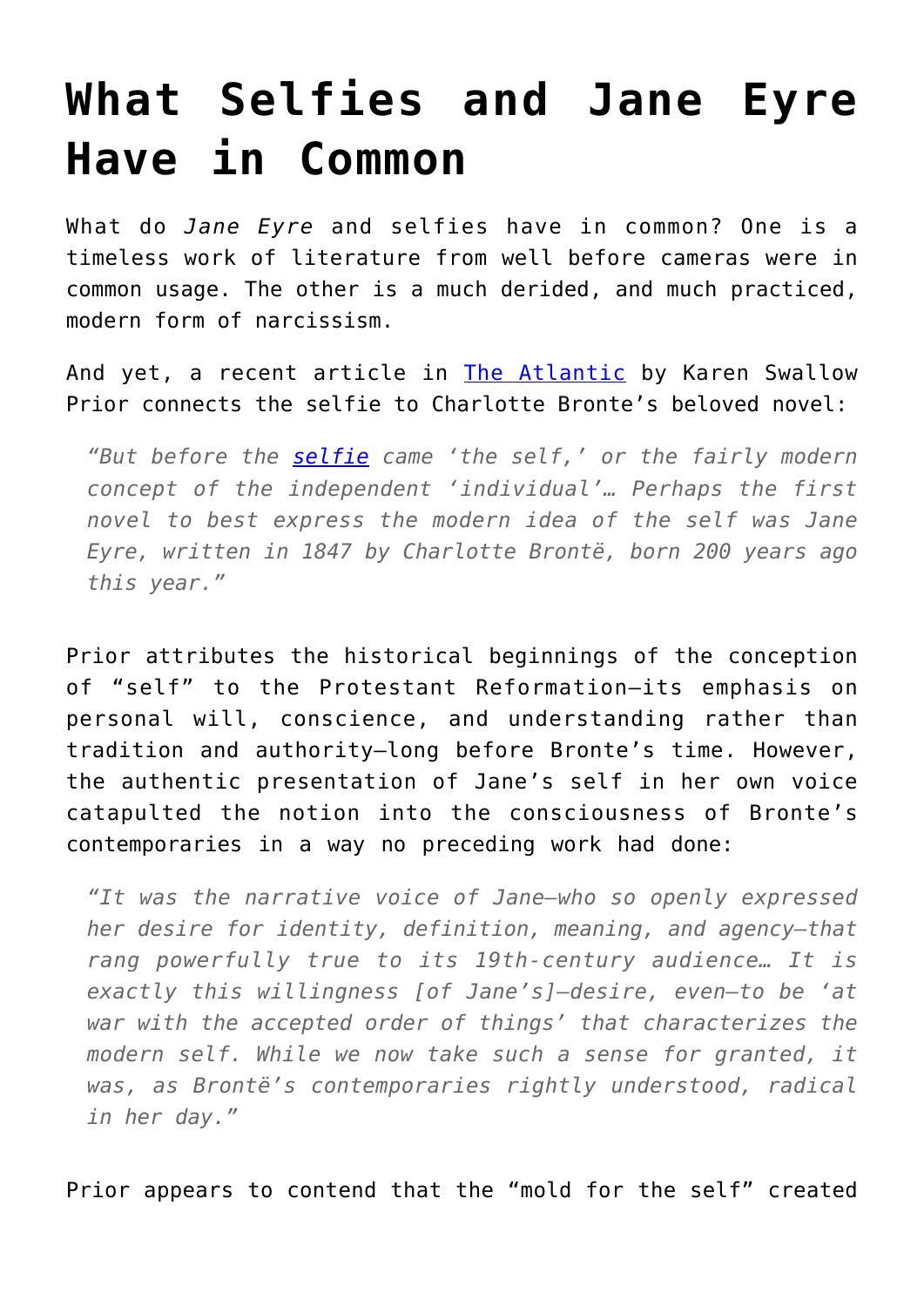# What Selfies and Jane Eyre Have in Common

What do *Jane Eyre* and selfies have in common? One is a timeless work of literature from well before cameras were in common usage. The other is a much derided, and much practiced, modern form of narcissism.

And yet, a recent article in [The Atlantic]() by Karen Swallow Prior connects the selfie to Charlotte Bronte's beloved novel:

> *"But before the [selfie]() came 'the self,' or the fairly modern concept of the independent 'individual'… Perhaps the first novel to best express the modern idea of the self was Jane Eyre, written in 1847 by Charlotte Brontë, born 200 years ago this year."*

Prior attributes the historical beginnings of the conception of "self" to the Protestant Reformation—its emphasis on personal will, conscience, and understanding rather than tradition and authority—long before Bronte's time. However, the authentic presentation of Jane's self in her own voice catapulted the notion into the consciousness of Bronte's contemporaries in a way no preceding work had done:

> *"It was the narrative voice of Jane—who so openly expressed her desire for identity, definition, meaning, and agency—that rang powerfully true to its 19th-century audience… It is exactly this willingness [of Jane's]—desire, even—to be 'at war with the accepted order of things' that characterizes the modern self. While we now take such a sense for granted, it was, as Brontë's contemporaries rightly understood, radical in her day."*

Prior appears to contend that the "mold for the self" created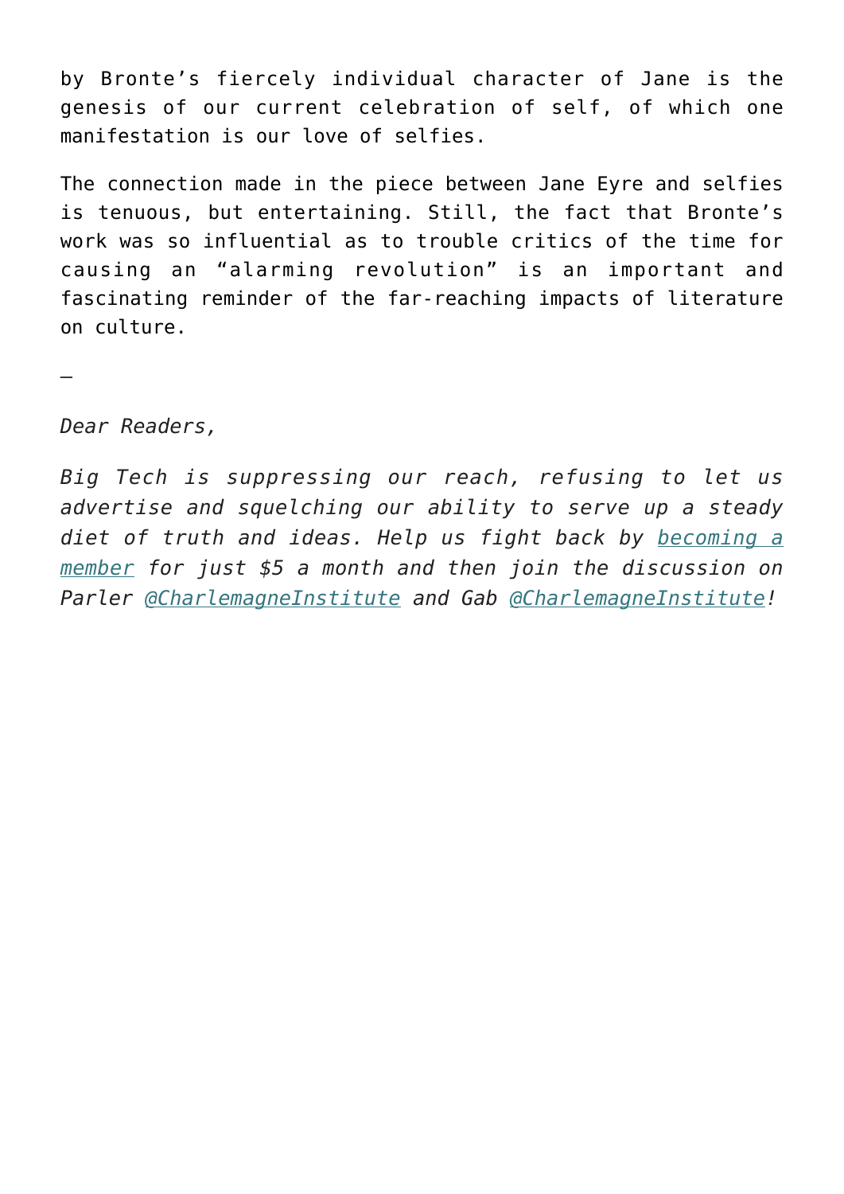by Bronte's fiercely individual character of Jane is the genesis of our current celebration of self, of which one manifestation is our love of selfies.

The connection made in the piece between Jane Eyre and selfies is tenuous, but entertaining. Still, the fact that Bronte's work was so influential as to trouble critics of the time for causing an "alarming revolution" is an important and fascinating reminder of the far-reaching impacts of literature on culture.

—

*Dear Readers,*

*Big Tech is suppressing our reach, refusing to let us advertise and squelching our ability to serve up a steady diet of truth and ideas. Help us fight back by becoming a member for just $5 a month and then join the discussion on Parler @CharlemagneInstitute and Gab @CharlemagneInstitute!*